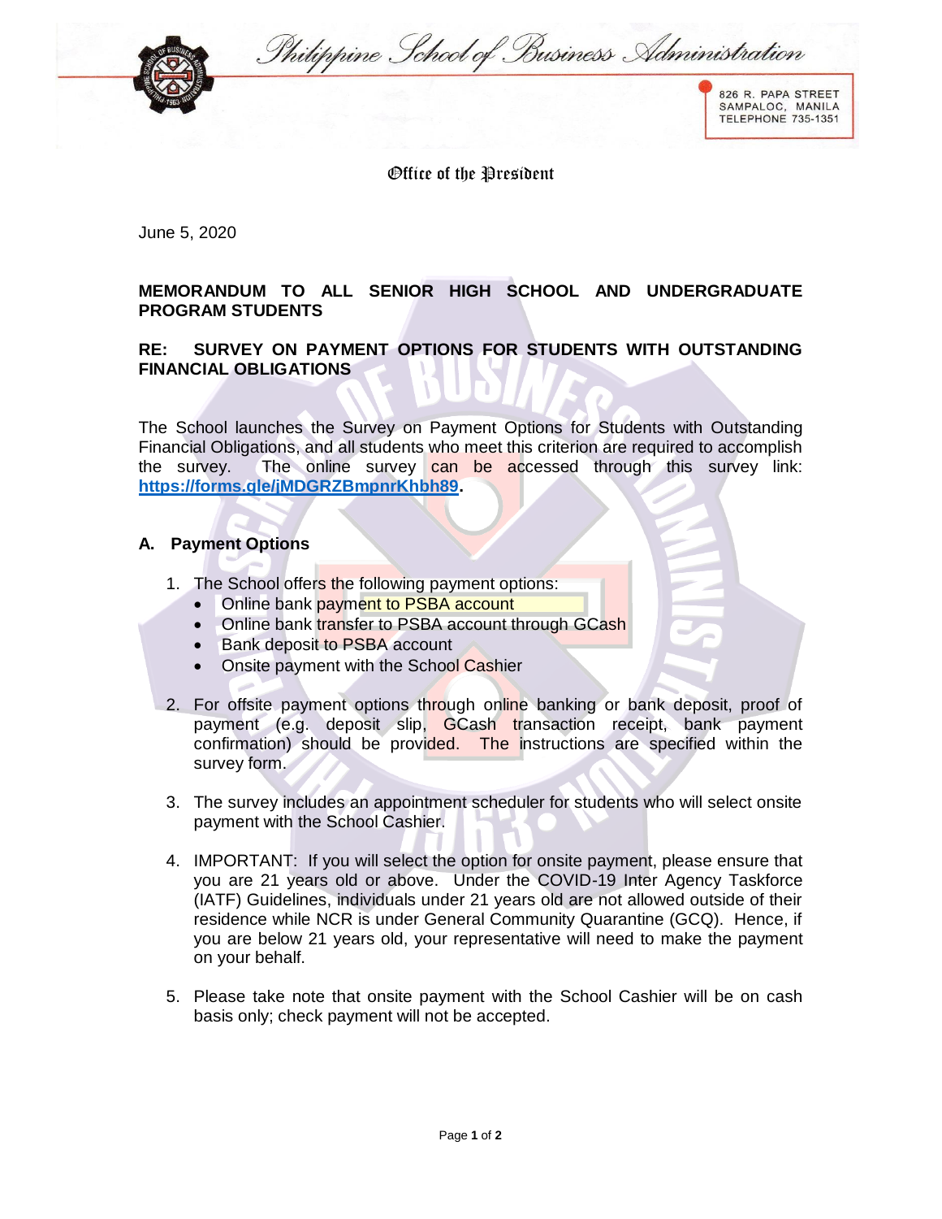Philippine School of Business Administration

826 R. PAPA STREET
SAMPALOC, MANILA
TELEPHONE 735-1351

Office of the President

June 5, 2020

**MEMORANDUM TO ALL SENIOR HIGH SCHOOL AND UNDERGRADUATE PROGRAM STUDENTS**

**RE: SURVEY ON PAYMENT OPTIONS FOR STUDENTS WITH OUTSTANDING FINANCIAL OBLIGATIONS**

The School launches the Survey on Payment Options for Students with Outstanding Financial Obligations, and all students who meet this criterion are required to accomplish the survey. The online survey can be accessed through this survey link: **https://forms.gle/jMDGRZBmpnrKhbh89.**

## A. Payment Options

1. The School offers the following payment options:
   - Online bank payment to PSBA account
   - Online bank transfer to PSBA account through GCash
   - Bank deposit to PSBA account
   - Onsite payment with the School Cashier

2. For offsite payment options through online banking or bank deposit, proof of payment (e.g. deposit slip, GCash transaction receipt, bank payment confirmation) should be provided. The instructions are specified within the survey form.

3. The survey includes an appointment scheduler for students who will select onsite payment with the School Cashier.

4. IMPORTANT: If you will select the option for onsite payment, please ensure that you are 21 years old or above. Under the COVID-19 Inter Agency Taskforce (IATF) Guidelines, individuals under 21 years old are not allowed outside of their residence while NCR is under General Community Quarantine (GCQ). Hence, if you are below 21 years old, your representative will need to make the payment on your behalf.

5. Please take note that onsite payment with the School Cashier will be on cash basis only; check payment will not be accepted.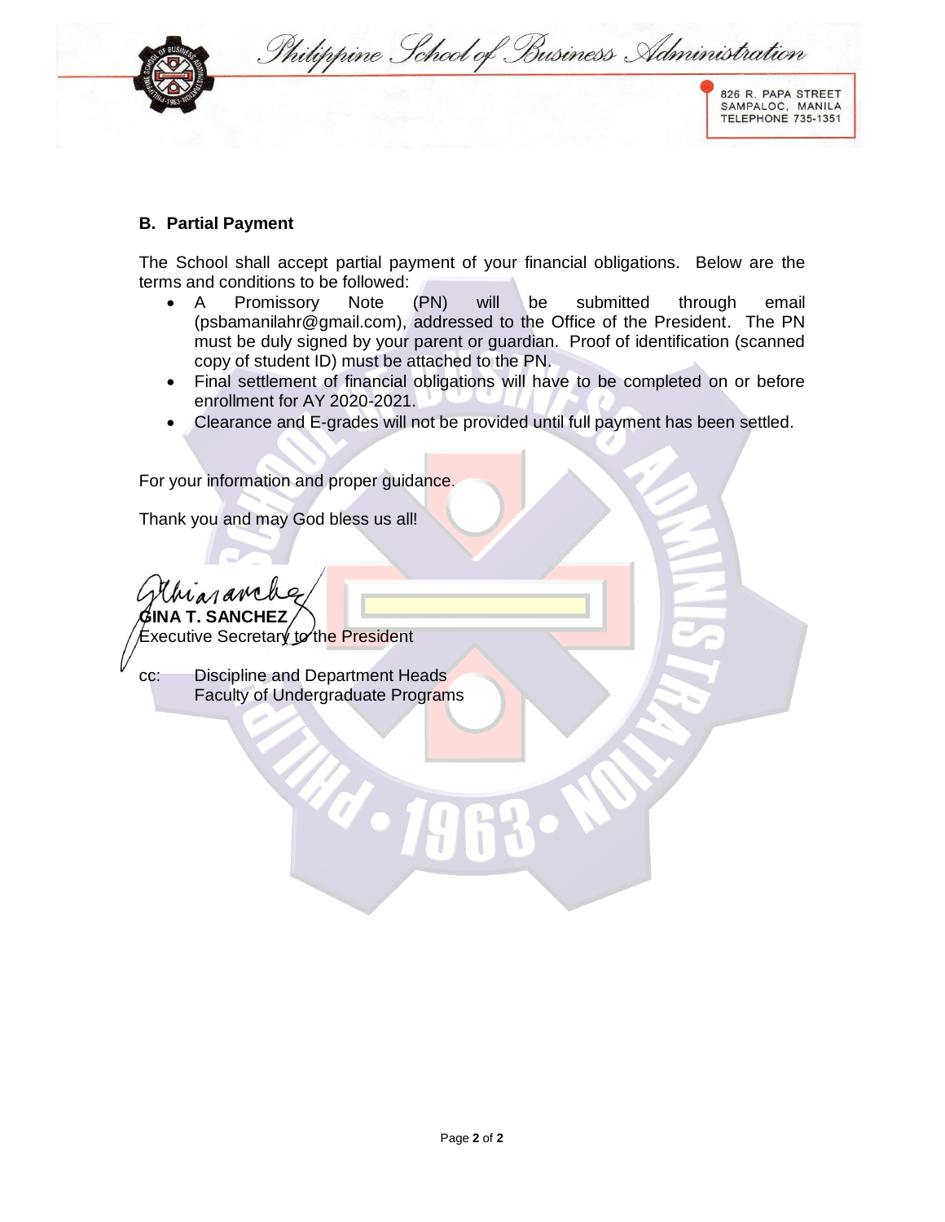## B. Partial Payment

The School shall accept partial payment of your financial obligations. Below are the terms and conditions to be followed:

- A Promissory Note (PN) will be submitted through email (psbamanilahr@gmail.com), addressed to the Office of the President. The PN must be duly signed by your parent or guardian. Proof of identification (scanned copy of student ID) must be attached to the PN.
- Final settlement of financial obligations will have to be completed on or before enrollment for AY 2020-2021.
- Clearance and E-grades will not be provided until full payment has been settled.

For your information and proper guidance.

Thank you and may God bless us all!

**GINA T. SANCHEZ**
Executive Secretary to the President

cc: Discipline and Department Heads
Faculty of Undergraduate Programs